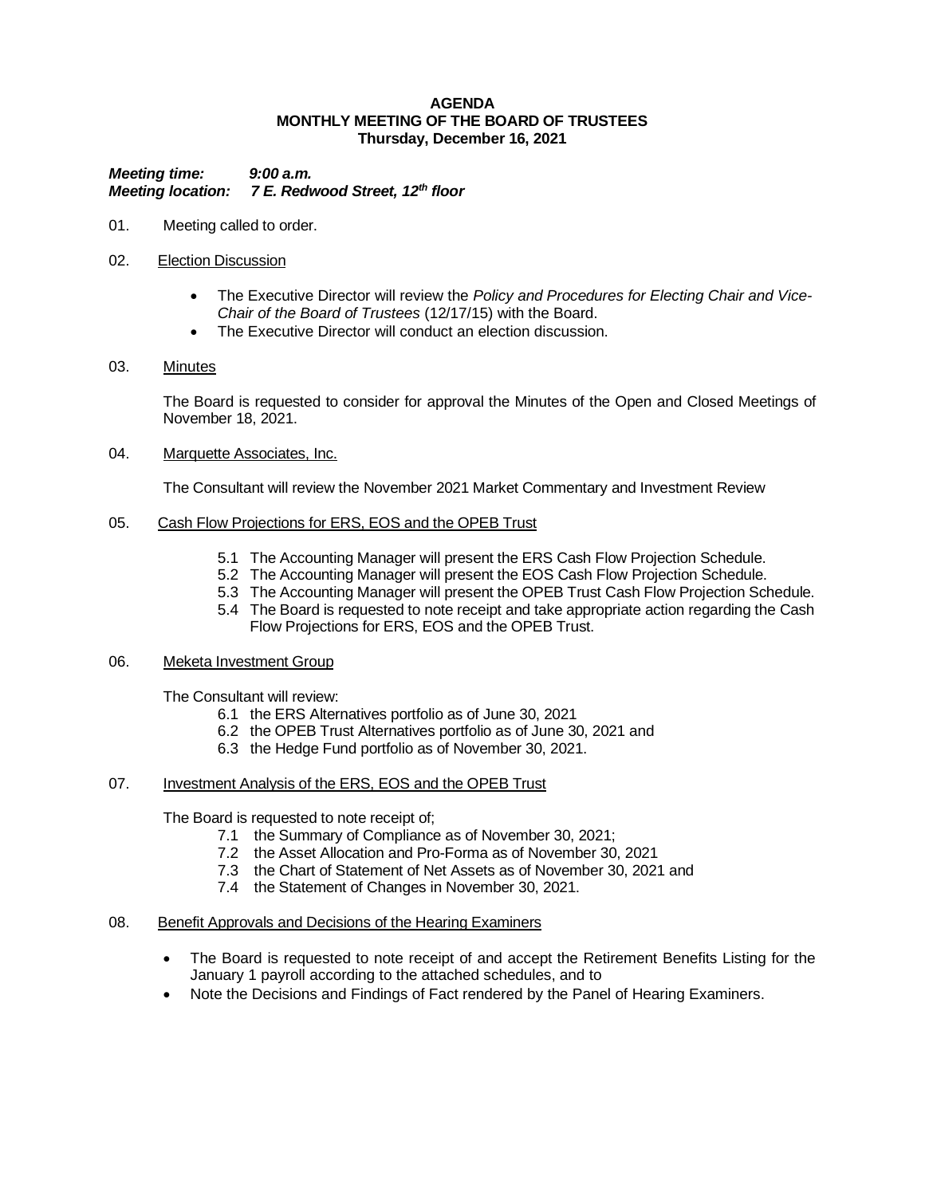# AGENDA
## MONTHLY MEETING OF THE BOARD OF TRUSTEES
### Thursday, December 16, 2021

***Meeting time:*** ***9:00 a.m.***
***Meeting location:*** ***7 E. Redwood Street, 12th floor***

01. Meeting called to order.

02. Election Discussion

    - The Executive Director will review the *Policy and Procedures for Electing Chair and Vice-Chair of the Board of Trustees* (12/17/15) with the Board.
    - The Executive Director will conduct an election discussion.

03. Minutes

    The Board is requested to consider for approval the Minutes of the Open and Closed Meetings of November 18, 2021.

04. Marquette Associates, Inc.

    The Consultant will review the November 2021 Market Commentary and Investment Review

05. Cash Flow Projections for ERS, EOS and the OPEB Trust

    5.1 The Accounting Manager will present the ERS Cash Flow Projection Schedule.
    5.2 The Accounting Manager will present the EOS Cash Flow Projection Schedule.
    5.3 The Accounting Manager will present the OPEB Trust Cash Flow Projection Schedule.
    5.4 The Board is requested to note receipt and take appropriate action regarding the Cash Flow Projections for ERS, EOS and the OPEB Trust.

06. Meketa Investment Group

    The Consultant will review:
    6.1 the ERS Alternatives portfolio as of June 30, 2021
    6.2 the OPEB Trust Alternatives portfolio as of June 30, 2021 and
    6.3 the Hedge Fund portfolio as of November 30, 2021.

07. Investment Analysis of the ERS, EOS and the OPEB Trust

    The Board is requested to note receipt of;
    7.1 the Summary of Compliance as of November 30, 2021;
    7.2 the Asset Allocation and Pro-Forma as of November 30, 2021
    7.3 the Chart of Statement of Net Assets as of November 30, 2021 and
    7.4 the Statement of Changes in November 30, 2021.

08. Benefit Approvals and Decisions of the Hearing Examiners

    - The Board is requested to note receipt of and accept the Retirement Benefits Listing for the January 1 payroll according to the attached schedules, and to
    - Note the Decisions and Findings of Fact rendered by the Panel of Hearing Examiners.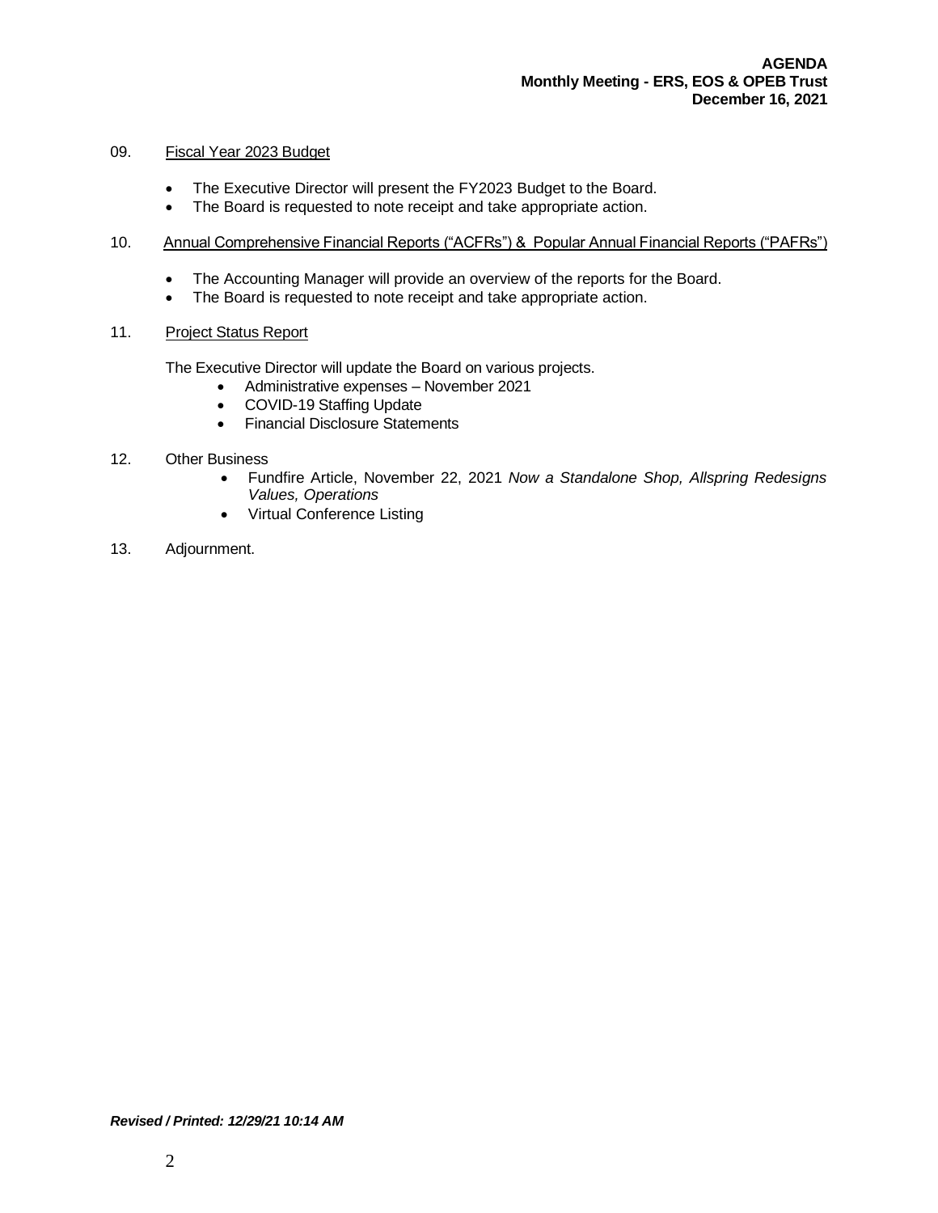**AGENDA**
**Monthly Meeting - ERS, EOS & OPEB Trust**
**December 16, 2021**

09. Fiscal Year 2023 Budget

- The Executive Director will present the FY2023 Budget to the Board.
- The Board is requested to note receipt and take appropriate action.

10. Annual Comprehensive Financial Reports ("ACFRs") & Popular Annual Financial Reports ("PAFRs")

- The Accounting Manager will provide an overview of the reports for the Board.
- The Board is requested to note receipt and take appropriate action.

11. Project Status Report

The Executive Director will update the Board on various projects.

- Administrative expenses – November 2021
- COVID-19 Staffing Update
- Financial Disclosure Statements

12. Other Business

- Fundfire Article, November 22, 2021 *Now a Standalone Shop, Allspring Redesigns Values, Operations*
- Virtual Conference Listing

13. Adjournment.

***Revised / Printed: 12/29/21 10:14 AM***